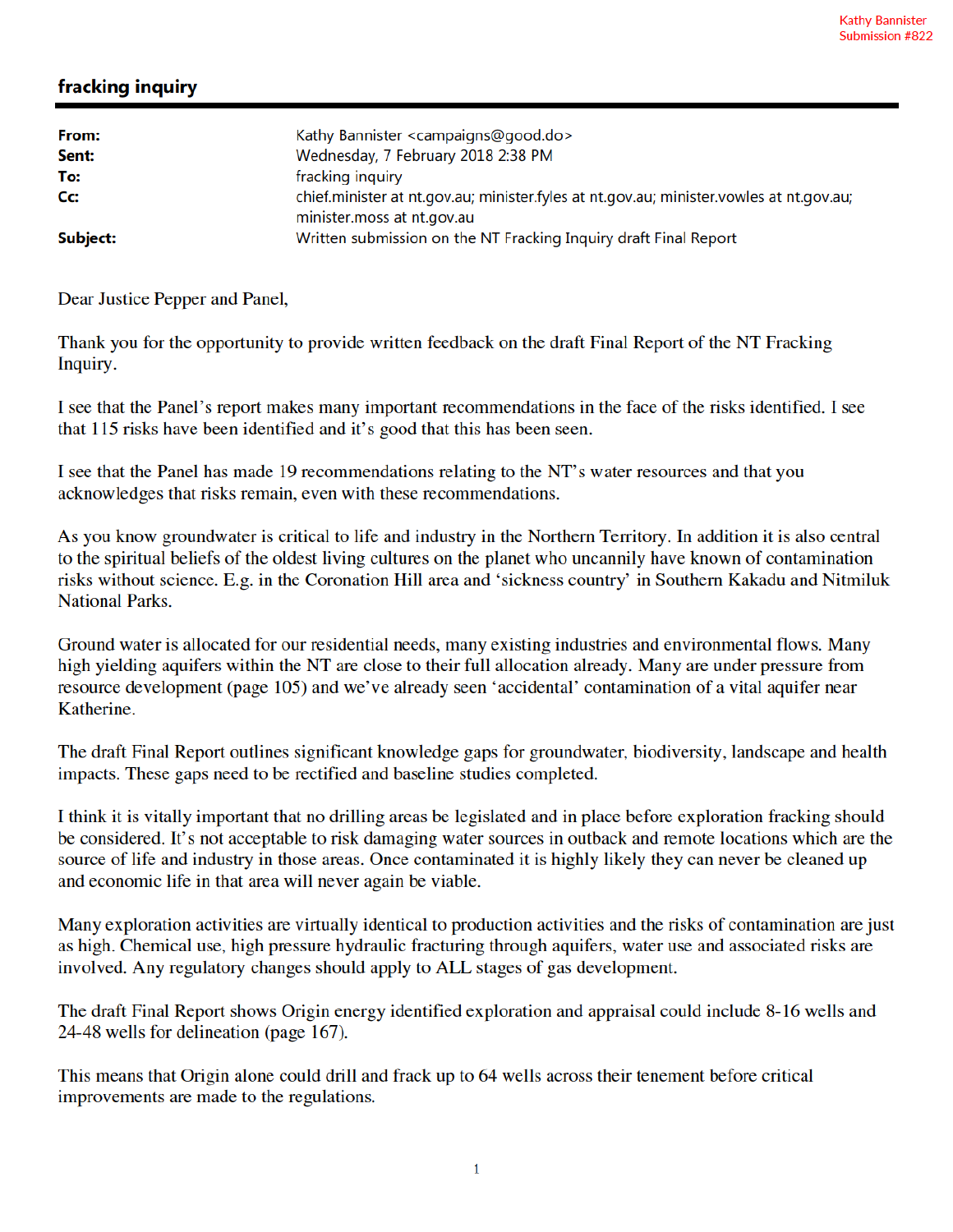Kathy Bannister
Submission #822

# fracking inquiry

| | |
|---|---|
| **From:** | Kathy Bannister <campaigns@good.do> |
| **Sent:** | Wednesday, 7 February 2018 2:38 PM |
| **To:** | fracking inquiry |
| **Cc:** | chief.minister at nt.gov.au; minister.fyles at nt.gov.au; minister.vowles at nt.gov.au; minister.moss at nt.gov.au |
| **Subject:** | Written submission on the NT Fracking Inquiry draft Final Report |

Dear Justice Pepper and Panel,

Thank you for the opportunity to provide written feedback on the draft Final Report of the NT Fracking Inquiry.

I see that the Panel's report makes many important recommendations in the face of the risks identified. I see that 115 risks have been identified and it's good that this has been seen.

I see that the Panel has made 19 recommendations relating to the NT's water resources and that you acknowledges that risks remain, even with these recommendations.

As you know groundwater is critical to life and industry in the Northern Territory. In addition it is also central to the spiritual beliefs of the oldest living cultures on the planet who uncannily have known of contamination risks without science. E.g. in the Coronation Hill area and 'sickness country' in Southern Kakadu and Nitmiluk National Parks.

Ground water is allocated for our residential needs, many existing industries and environmental flows. Many high yielding aquifers within the NT are close to their full allocation already. Many are under pressure from resource development (page 105) and we've already seen 'accidental' contamination of a vital aquifer near Katherine.

The draft Final Report outlines significant knowledge gaps for groundwater, biodiversity, landscape and health impacts. These gaps need to be rectified and baseline studies completed.

I think it is vitally important that no drilling areas be legislated and in place before exploration fracking should be considered. It's not acceptable to risk damaging water sources in outback and remote locations which are the source of life and industry in those areas. Once contaminated it is highly likely they can never be cleaned up and economic life in that area will never again be viable.

Many exploration activities are virtually identical to production activities and the risks of contamination are just as high. Chemical use, high pressure hydraulic fracturing through aquifers, water use and associated risks are involved. Any regulatory changes should apply to ALL stages of gas development.

The draft Final Report shows Origin energy identified exploration and appraisal could include 8-16 wells and 24-48 wells for delineation (page 167).

This means that Origin alone could drill and frack up to 64 wells across their tenement before critical improvements are made to the regulations.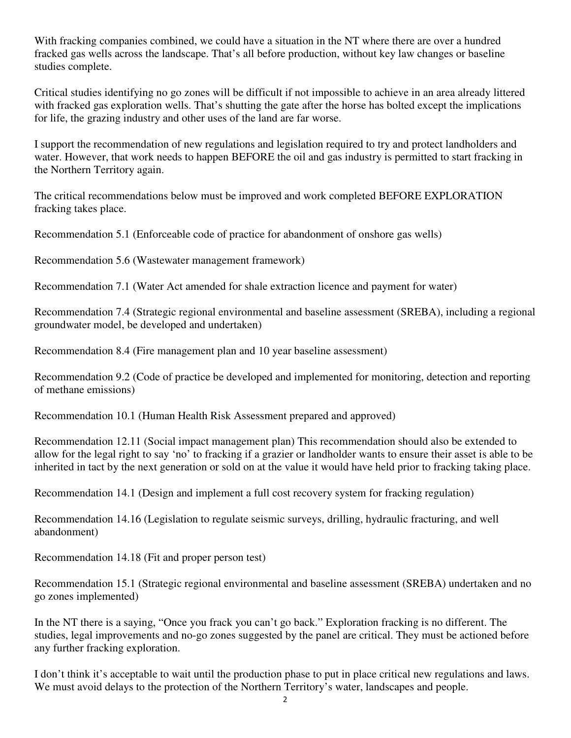With fracking companies combined, we could have a situation in the NT where there are over a hundred fracked gas wells across the landscape. That's all before production, without key law changes or baseline studies complete.

Critical studies identifying no go zones will be difficult if not impossible to achieve in an area already littered with fracked gas exploration wells. That's shutting the gate after the horse has bolted except the implications for life, the grazing industry and other uses of the land are far worse.

I support the recommendation of new regulations and legislation required to try and protect landholders and water. However, that work needs to happen BEFORE the oil and gas industry is permitted to start fracking in the Northern Territory again.

The critical recommendations below must be improved and work completed BEFORE EXPLORATION fracking takes place.

Recommendation 5.1 (Enforceable code of practice for abandonment of onshore gas wells)

Recommendation 5.6 (Wastewater management framework)

Recommendation 7.1 (Water Act amended for shale extraction licence and payment for water)

Recommendation 7.4 (Strategic regional environmental and baseline assessment (SREBA), including a regional groundwater model, be developed and undertaken)

Recommendation 8.4 (Fire management plan and 10 year baseline assessment)

Recommendation 9.2 (Code of practice be developed and implemented for monitoring, detection and reporting of methane emissions)

Recommendation 10.1 (Human Health Risk Assessment prepared and approved)

Recommendation 12.11 (Social impact management plan) This recommendation should also be extended to allow for the legal right to say 'no' to fracking if a grazier or landholder wants to ensure their asset is able to be inherited in tact by the next generation or sold on at the value it would have held prior to fracking taking place.

Recommendation 14.1 (Design and implement a full cost recovery system for fracking regulation)

Recommendation 14.16 (Legislation to regulate seismic surveys, drilling, hydraulic fracturing, and well abandonment)

Recommendation 14.18 (Fit and proper person test)

Recommendation 15.1 (Strategic regional environmental and baseline assessment (SREBA) undertaken and no go zones implemented)

In the NT there is a saying, "Once you frack you can't go back." Exploration fracking is no different. The studies, legal improvements and no-go zones suggested by the panel are critical. They must be actioned before any further fracking exploration.

I don't think it's acceptable to wait until the production phase to put in place critical new regulations and laws. We must avoid delays to the protection of the Northern Territory's water, landscapes and people.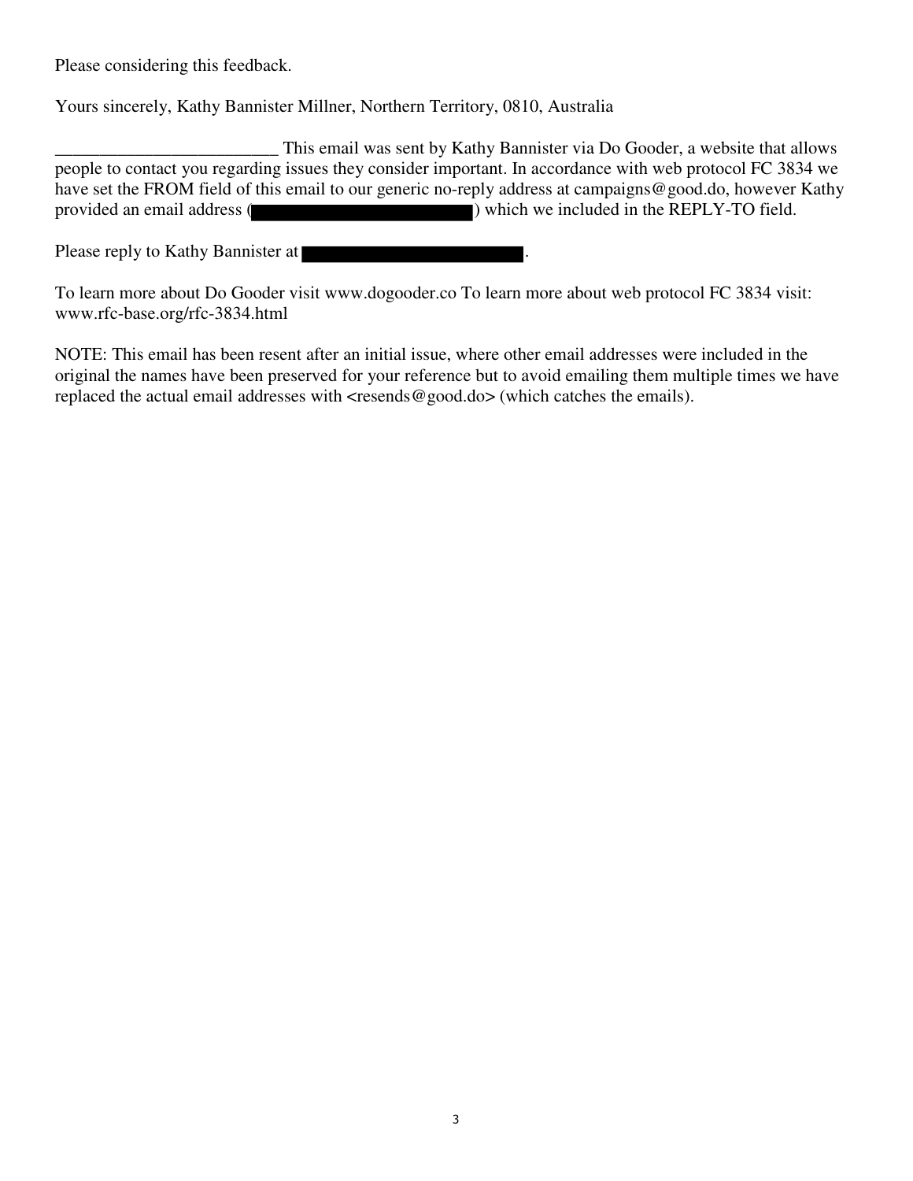Please considering this feedback.

Yours sincerely, Kathy Bannister Millner, Northern Territory, 0810, Australia

_________________________ This email was sent by Kathy Bannister via Do Gooder, a website that allows people to contact you regarding issues they consider important. In accordance with web protocol FC 3834 we have set the FROM field of this email to our generic no-reply address at campaigns@good.do, however Kathy provided an email address (█████████████████) which we included in the REPLY-TO field.

Please reply to Kathy Bannister at █████████████████.

To learn more about Do Gooder visit www.dogooder.co To learn more about web protocol FC 3834 visit: www.rfc-base.org/rfc-3834.html

NOTE: This email has been resent after an initial issue, where other email addresses were included in the original the names have been preserved for your reference but to avoid emailing them multiple times we have replaced the actual email addresses with <resends@good.do> (which catches the emails).